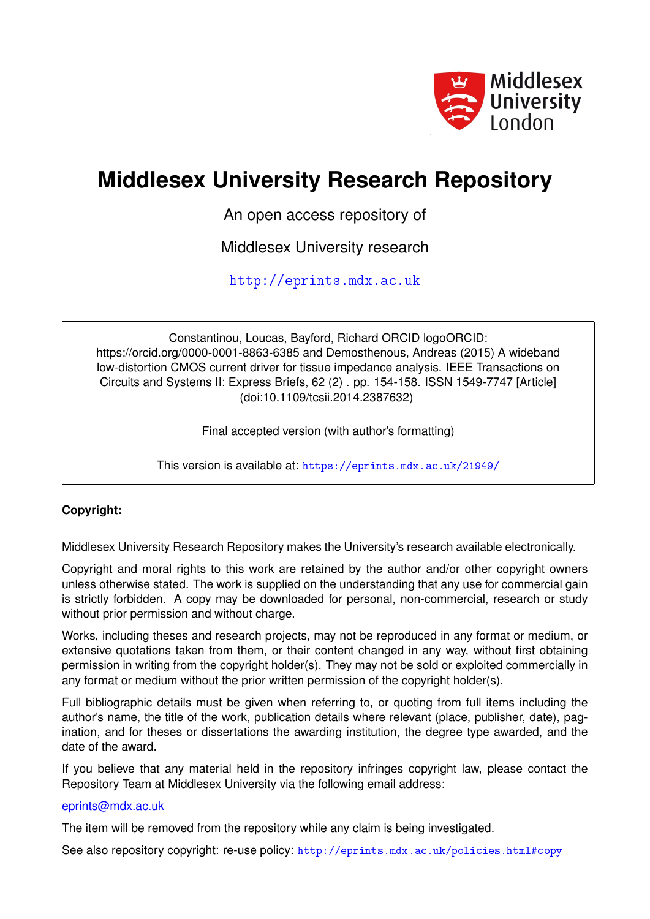Middlesex University London

# Middlesex University Research Repository

An open access repository of

Middlesex University research

http://eprints.mdx.ac.uk

Constantinou, Loucas, Bayford, Richard ORCID logoORCID: https://orcid.org/0000-0001-8863-6385 and Demosthenous, Andreas (2015) A wideband low-distortion CMOS current driver for tissue impedance analysis. IEEE Transactions on Circuits and Systems II: Express Briefs, 62 (2) . pp. 154-158. ISSN 1549-7747 [Article] (doi:10.1109/tcsii.2014.2387632)

Final accepted version (with author's formatting)

This version is available at: https://eprints.mdx.ac.uk/21949/

**Copyright:**

Middlesex University Research Repository makes the University's research available electronically.

Copyright and moral rights to this work are retained by the author and/or other copyright owners unless otherwise stated. The work is supplied on the understanding that any use for commercial gain is strictly forbidden. A copy may be downloaded for personal, non-commercial, research or study without prior permission and without charge.

Works, including theses and research projects, may not be reproduced in any format or medium, or extensive quotations taken from them, or their content changed in any way, without first obtaining permission in writing from the copyright holder(s). They may not be sold or exploited commercially in any format or medium without the prior written permission of the copyright holder(s).

Full bibliographic details must be given when referring to, or quoting from full items including the author's name, the title of the work, publication details where relevant (place, publisher, date), pagination, and for theses or dissertations the awarding institution, the degree type awarded, and the date of the award.

If you believe that any material held in the repository infringes copyright law, please contact the Repository Team at Middlesex University via the following email address:

eprints@mdx.ac.uk

The item will be removed from the repository while any claim is being investigated.

See also repository copyright: re-use policy: http://eprints.mdx.ac.uk/policies.html#copy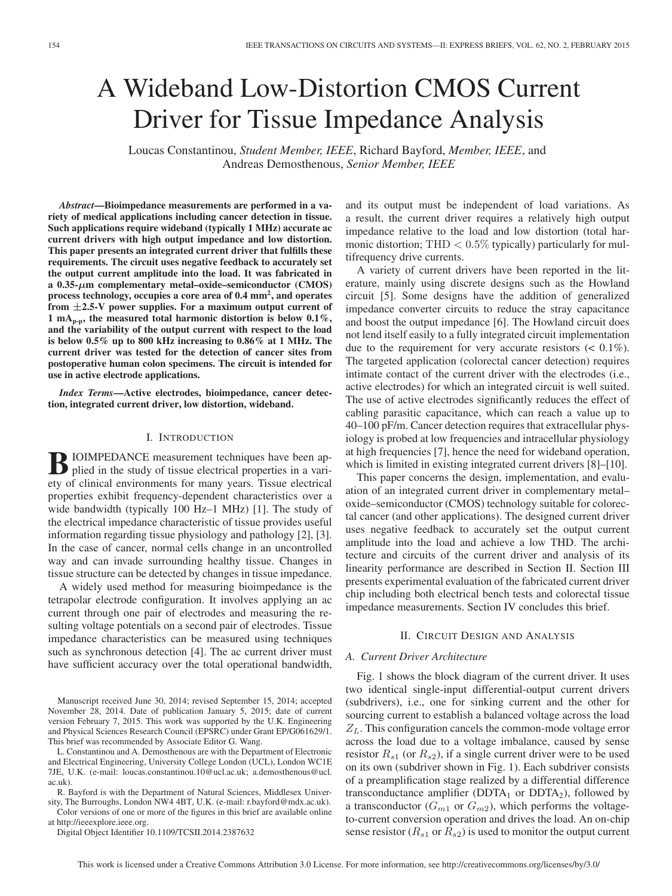# A Wideband Low-Distortion CMOS Current Driver for Tissue Impedance Analysis

Loucas Constantinou, *Student Member, IEEE*, Richard Bayford, *Member, IEEE*, and Andreas Demosthenous, *Senior Member, IEEE*

***Abstract*—Bioimpedance measurements are performed in a variety of medical applications including cancer detection in tissue. Such applications require wideband (typically 1 MHz) accurate ac current drivers with high output impedance and low distortion. This paper presents an integrated current driver that fulfills these requirements. The circuit uses negative feedback to accurately set the output current amplitude into the load. It was fabricated in a 0.35-$\mu$m complementary metal–oxide–semiconductor (CMOS) process technology, occupies a core area of 0.4 mm$^2$, and operates from $\pm$2.5-V power supplies. For a maximum output current of 1 mA$_{p\text{-}p}$, the measured total harmonic distortion is below 0.1%, and the variability of the output current with respect to the load is below 0.5% up to 800 kHz increasing to 0.86% at 1 MHz. The current driver was tested for the detection of cancer sites from postoperative human colon specimens. The circuit is intended for use in active electrode applications.**

***Index Terms*—Active electrodes, bioimpedance, cancer detection, integrated current driver, low distortion, wideband.**

## I. Introduction

Bioimpedance measurement techniques have been applied in the study of tissue electrical properties in a variety of clinical environments for many years. Tissue electrical properties exhibit frequency-dependent characteristics over a wide bandwidth (typically 100 Hz–1 MHz) [1]. The study of the electrical impedance characteristic of tissue provides useful information regarding tissue physiology and pathology [2], [3]. In the case of cancer, normal cells change in an uncontrolled way and can invade surrounding healthy tissue. Changes in tissue structure can be detected by changes in tissue impedance.

A widely used method for measuring bioimpedance is the tetrapolar electrode configuration. It involves applying an ac current through one pair of electrodes and measuring the resulting voltage potentials on a second pair of electrodes. Tissue impedance characteristics can be measured using techniques such as synchronous detection [4]. The ac current driver must have sufficient accuracy over the total operational bandwidth, and its output must be independent of load variations. As a result, the current driver requires a relatively high output impedance relative to the load and low distortion (total harmonic distortion; $\text{THD} < 0.5\%$ typically) particularly for multifrequency drive currents.

A variety of current drivers have been reported in the literature, mainly using discrete designs such as the Howland circuit [5]. Some designs have the addition of generalized impedance converter circuits to reduce the stray capacitance and boost the output impedance [6]. The Howland circuit does not lend itself easily to a fully integrated circuit implementation due to the requirement for very accurate resistors (< 0.1%). The targeted application (colorectal cancer detection) requires intimate contact of the current driver with the electrodes (i.e., active electrodes) for which an integrated circuit is well suited. The use of active electrodes significantly reduces the effect of cabling parasitic capacitance, which can reach a value up to 40–100 pF/m. Cancer detection requires that extracellular physiology is probed at low frequencies and intracellular physiology at high frequencies [7], hence the need for wideband operation, which is limited in existing integrated current drivers [8]–[10].

This paper concerns the design, implementation, and evaluation of an integrated current driver in complementary metal–oxide–semiconductor (CMOS) technology suitable for colorectal cancer (and other applications). The designed current driver uses negative feedback to accurately set the output current amplitude into the load and achieve a low THD. The architecture and circuits of the current driver and analysis of its linearity performance are described in Section II. Section III presents experimental evaluation of the fabricated current driver chip including both electrical bench tests and colorectal tissue impedance measurements. Section IV concludes this brief.

## II. Circuit Design and Analysis

### *A. Current Driver Architecture*

Fig. 1 shows the block diagram of the current driver. It uses two identical single-input differential-output current drivers (subdrivers), i.e., one for sinking current and the other for sourcing current to establish a balanced voltage across the load $Z_L$. This configuration cancels the common-mode voltage error across the load due to a voltage imbalance, caused by sense resistor $R_{s1}$ (or $R_{s2}$), if a single current driver were to be used on its own (subdriver shown in Fig. 1). Each subdriver consists of a preamplification stage realized by a differential difference transconductance amplifier (DDTA$_1$ or DDTA$_2$), followed by a transconductor ($G_{m1}$ or $G_{m2}$), which performs the voltage-to-current conversion operation and drives the load. An on-chip sense resistor ($R_{s1}$ or $R_{s2}$) is used to monitor the output current

Manuscript received June 30, 2014; revised September 15, 2014; accepted November 28, 2014. Date of publication January 5, 2015; date of current version February 7, 2015. This work was supported by the U.K. Engineering and Physical Sciences Research Council (EPSRC) under Grant EP/G061629/1. This brief was recommended by Associate Editor G. Wang.

L. Constantinou and A. Demosthenous are with the Department of Electronic and Electrical Engineering, University College London (UCL), London WC1E 7JE, U.K. (e-mail: loucas.constantinou.10@ucl.ac.uk; a.demosthenous@ucl.ac.uk).

R. Bayford is with the Department of Natural Sciences, Middlesex University, The Burroughs, London NW4 4BT, U.K. (e-mail: r.bayford@mdx.ac.uk).

Color versions of one or more of the figures in this brief are available online at http://ieeexplore.ieee.org.

Digital Object Identifier 10.1109/TCSII.2014.2387632

This work is licensed under a Creative Commons Attribution 3.0 License. For more information, see http://creativecommons.org/licenses/by/3.0/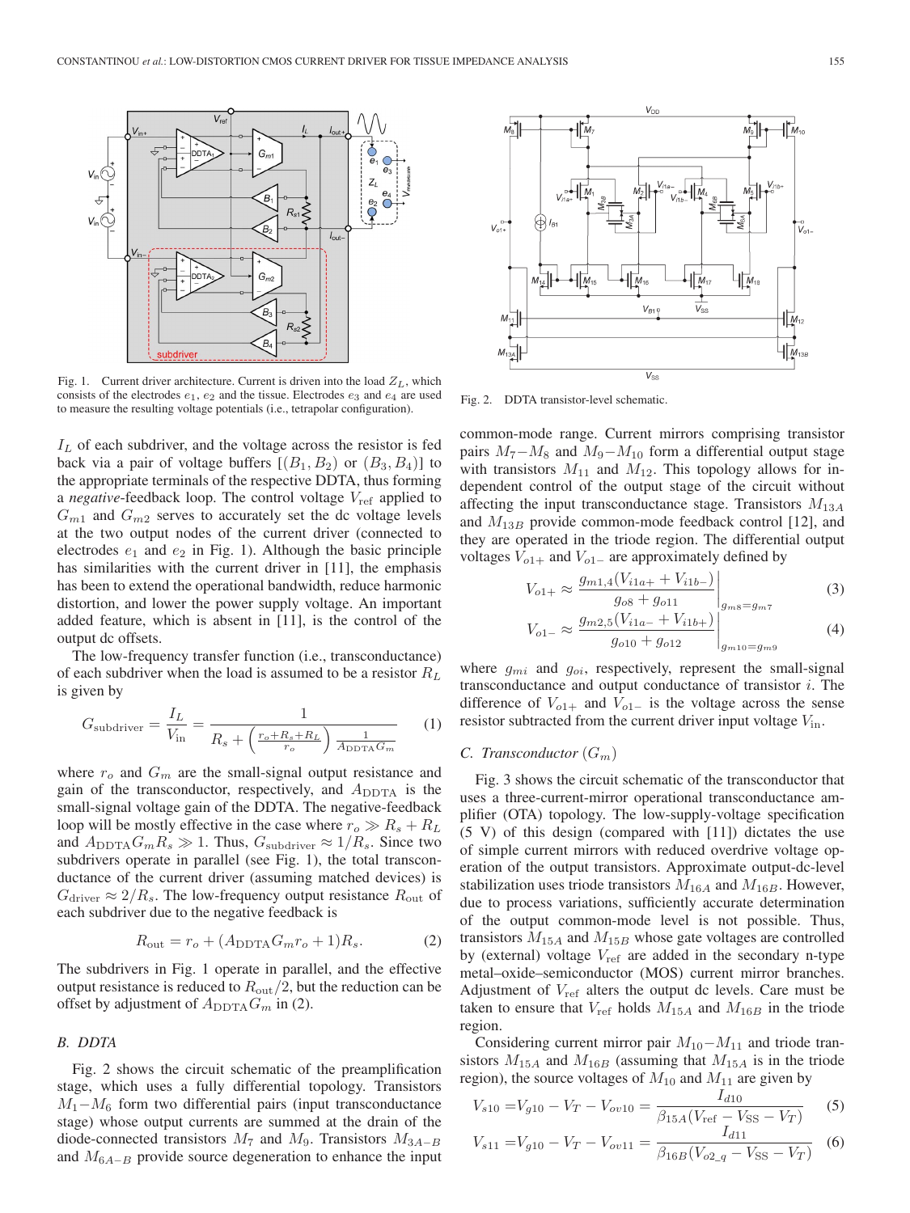Fig. 1. Current driver architecture. Current is driven into the load $Z_L$, which consists of the electrodes $e_1$, $e_2$ and the tissue. Electrodes $e_3$ and $e_4$ are used to measure the resulting voltage potentials (i.e., tetrapolar configuration).

Fig. 2. DDTA transistor-level schematic.

$I_L$ of each subdriver, and the voltage across the resistor is fed back via a pair of voltage buffers [$(B_1, B_2)$ or $(B_3, B_4)$] to the appropriate terminals of the respective DDTA, thus forming a *negative*-feedback loop. The control voltage $V_{\rm ref}$ applied to $G_{m1}$ and $G_{m2}$ serves to accurately set the dc voltage levels at the two output nodes of the current driver (connected to electrodes $e_1$ and $e_2$ in Fig. 1). Although the basic principle has similarities with the current driver in [11], the emphasis has been to extend the operational bandwidth, reduce harmonic distortion, and lower the power supply voltage. An important added feature, which is absent in [11], is the control of the output dc offsets.

The low-frequency transfer function (i.e., transconductance) of each subdriver when the load is assumed to be a resistor $R_L$ is given by

$$G_{\rm subdriver} = \frac{I_L}{V_{\rm in}} = \frac{1}{R_s + \left(\frac{r_o + R_s + R_L}{r_o}\right)\frac{1}{A_{\rm DDTA} G_m}} \qquad (1)$$

where $r_o$ and $G_m$ are the small-signal output resistance and gain of the transconductor, respectively, and $A_{\rm DDTA}$ is the small-signal voltage gain of the DDTA. The negative-feedback loop will be mostly effective in the case where $r_o \gg R_s + R_L$ and $A_{\rm DDTA} G_m R_s \gg 1$. Thus, $G_{\rm subdriver} \approx 1/R_s$. Since two subdrivers operate in parallel (see Fig. 1), the total transconductance of the current driver (assuming matched devices) is $G_{\rm driver} \approx 2/R_s$. The low-frequency output resistance $R_{\rm out}$ of each subdriver due to the negative feedback is

$$R_{\rm out} = r_o + (A_{\rm DDTA} G_m r_o + 1) R_s. \qquad (2)$$

The subdrivers in Fig. 1 operate in parallel, and the effective output resistance is reduced to $R_{\rm out}/2$, but the reduction can be offset by adjustment of $A_{\rm DDTA} G_m$ in (2).

### B. DDTA

Fig. 2 shows the circuit schematic of the preamplification stage, which uses a fully differential topology. Transistors $M_1 - M_6$ form two differential pairs (input transconductance stage) whose output currents are summed at the drain of the diode-connected transistors $M_7$ and $M_9$. Transistors $M_{3A-B}$ and $M_{6A-B}$ provide source degeneration to enhance the input common-mode range. Current mirrors comprising transistor pairs $M_7 - M_8$ and $M_9 - M_{10}$ form a differential output stage with transistors $M_{11}$ and $M_{12}$. This topology allows for independent control of the output stage of the circuit without affecting the input transconductance stage. Transistors $M_{13A}$ and $M_{13B}$ provide common-mode feedback control [12], and they are operated in the triode region. The differential output voltages $V_{o1+}$ and $V_{o1-}$ are approximately defined by

$$V_{o1+} \approx \left.\frac{g_{m1,4}(V_{i1a+} + V_{i1b-})}{g_{o8} + g_{o11}}\right|_{g_{m8}=g_{m7}} \qquad (3)$$

$$V_{o1-} \approx \left.\frac{g_{m2,5}(V_{i1a-} + V_{i1b+})}{g_{o10} + g_{o12}}\right|_{g_{m10}=g_{m9}} \qquad (4)$$

where $g_{mi}$ and $g_{oi}$, respectively, represent the small-signal transconductance and output conductance of transistor $i$. The difference of $V_{o1+}$ and $V_{o1-}$ is the voltage across the sense resistor subtracted from the current driver input voltage $V_{\rm in}$.

### C. Transconductor ($G_m$)

Fig. 3 shows the circuit schematic of the transconductor that uses a three-current-mirror operational transconductance amplifier (OTA) topology. The low-supply-voltage specification (5 V) of this design (compared with [11]) dictates the use of simple current mirrors with reduced overdrive voltage operation of the output transistors. Approximate output-dc-level stabilization uses triode transistors $M_{16A}$ and $M_{16B}$. However, due to process variations, sufficiently accurate determination of the output common-mode level is not possible. Thus, transistors $M_{15A}$ and $M_{15B}$ whose gate voltages are controlled by (external) voltage $V_{\rm ref}$ are added in the secondary n-type metal–oxide–semiconductor (MOS) current mirror branches. Adjustment of $V_{\rm ref}$ alters the output dc levels. Care must be taken to ensure that $V_{\rm ref}$ holds $M_{15A}$ and $M_{16B}$ in the triode region.

Considering current mirror pair $M_{10} - M_{11}$ and triode transistors $M_{15A}$ and $M_{16B}$ (assuming that $M_{15A}$ is in the triode region), the source voltages of $M_{10}$ and $M_{11}$ are given by

$$V_{s10} = V_{g10} - V_T - V_{ov10} = \frac{I_{d10}}{\beta_{15A}(V_{\rm ref} - V_{\rm SS} - V_T)} \qquad (5)$$

$$V_{s11} = V_{g10} - V_T - V_{ov11} = \frac{I_{d11}}{\beta_{16B}(V_{o2\_q} - V_{\rm SS} - V_T)} \qquad (6)$$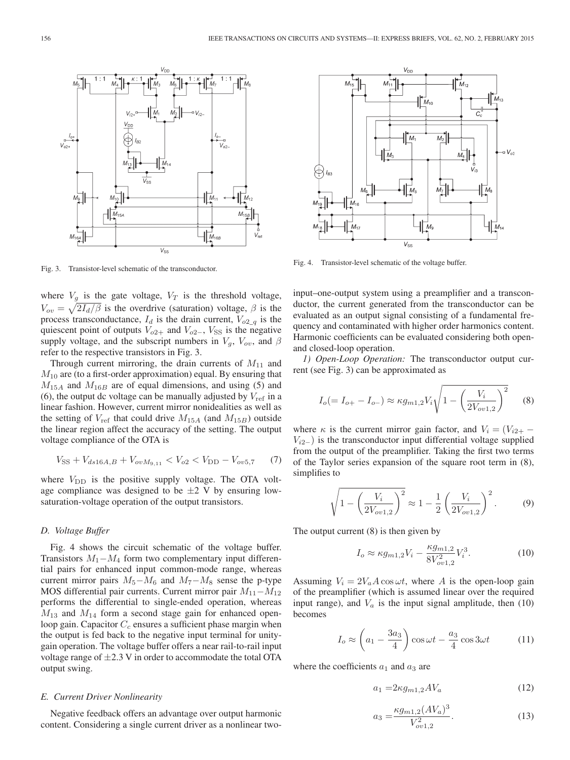Fig. 3. Transistor-level schematic of the transconductor.

Fig. 4. Transistor-level schematic of the voltage buffer.

where $V_g$ is the gate voltage, $V_T$ is the threshold voltage, $V_{ov} = \sqrt{2I_d/\beta}$ is the overdrive (saturation) voltage, $\beta$ is the process transconductance, $I_d$ is the drain current, $V_{o2\_q}$ is the quiescent point of outputs $V_{o2+}$ and $V_{o2-}$, $V_{\rm SS}$ is the negative supply voltage, and the subscript numbers in $V_g$, $V_{ov}$, and $\beta$ refer to the respective transistors in Fig. 3.

Through current mirroring, the drain currents of $M_{11}$ and $M_{10}$ are (to a first-order approximation) equal. By ensuring that $M_{15A}$ and $M_{16B}$ are of equal dimensions, and using (5) and (6), the output dc voltage can be manually adjusted by $V_{\rm ref}$ in a linear fashion. However, current mirror nonidealities as well as the setting of $V_{\rm ref}$ that could drive $M_{15A}$ (and $M_{15B}$) outside the linear region affect the accuracy of the setting. The output voltage compliance of the OTA is

$$V_{\rm SS} + V_{ds16A,B} + V_{ovM_{9,11}} < V_{o2} < V_{\rm DD} - V_{ov5,7} \tag{7}$$

where $V_{\rm DD}$ is the positive supply voltage. The OTA voltage compliance was designed to be $\pm 2$ V by ensuring low-saturation-voltage operation of the output transistors.

### D. Voltage Buffer

Fig. 4 shows the circuit schematic of the voltage buffer. Transistors $M_1$–$M_4$ form two complementary input differential pairs for enhanced input common-mode range, whereas current mirror pairs $M_5$–$M_6$ and $M_7$–$M_8$ sense the p-type MOS differential pair currents. Current mirror pair $M_{11}$–$M_{12}$ performs the differential to single-ended operation, whereas $M_{13}$ and $M_{14}$ form a second stage gain for enhanced open-loop gain. Capacitor $C_c$ ensures a sufficient phase margin when the output is fed back to the negative input terminal for unity-gain operation. The voltage buffer offers a near rail-to-rail input voltage range of $\pm 2.3$ V in order to accommodate the total OTA output swing.

### E. Current Driver Nonlinearity

Negative feedback offers an advantage over output harmonic content. Considering a single current driver as a nonlinear two-input–one-output system using a preamplifier and a transconductor, the current generated from the transconductor can be evaluated as an output signal consisting of a fundamental frequency and contaminated with higher order harmonics content. Harmonic coefficients can be evaluated considering both open- and closed-loop operation.

*1) Open-Loop Operation:* The transconductor output current (see Fig. 3) can be approximated as

$$I_o (= I_{o+} - I_{o-}) \approx \kappa g_{m1,2} V_i \sqrt{1 - \left(\frac{V_i}{2V_{ov1,2}}\right)^2} \tag{8}$$

where $\kappa$ is the current mirror gain factor, and $V_i = (V_{i2+} - V_{i2-})$ is the transconductor input differential voltage supplied from the output of the preamplifier. Taking the first two terms of the Taylor series expansion of the square root term in (8), simplifies to

$$\sqrt{1 - \left(\frac{V_i}{2V_{ov1,2}}\right)^2} \approx 1 - \frac{1}{2}\left(\frac{V_i}{2V_{ov1,2}}\right)^2. \tag{9}$$

The output current (8) is then given by

$$I_o \approx \kappa g_{m1,2} V_i - \frac{\kappa g_{m1,2}}{8V_{ov1,2}^2} V_i^3. \tag{10}$$

Assuming $V_i = 2V_a A \cos \omega t$, where $A$ is the open-loop gain of the preamplifier (which is assumed linear over the required input range), and $V_a$ is the input signal amplitude, then (10) becomes

$$I_o \approx \left(a_1 - \frac{3a_3}{4}\right) \cos \omega t - \frac{a_3}{4} \cos 3\omega t \tag{11}$$

where the coefficients $a_1$ and $a_3$ are

$$a_1 = 2\kappa g_{m1,2} A V_a \tag{12}$$

$$a_3 = \frac{\kappa g_{m1,2} (A V_a)^3}{V_{ov1,2}^2}. \tag{13}$$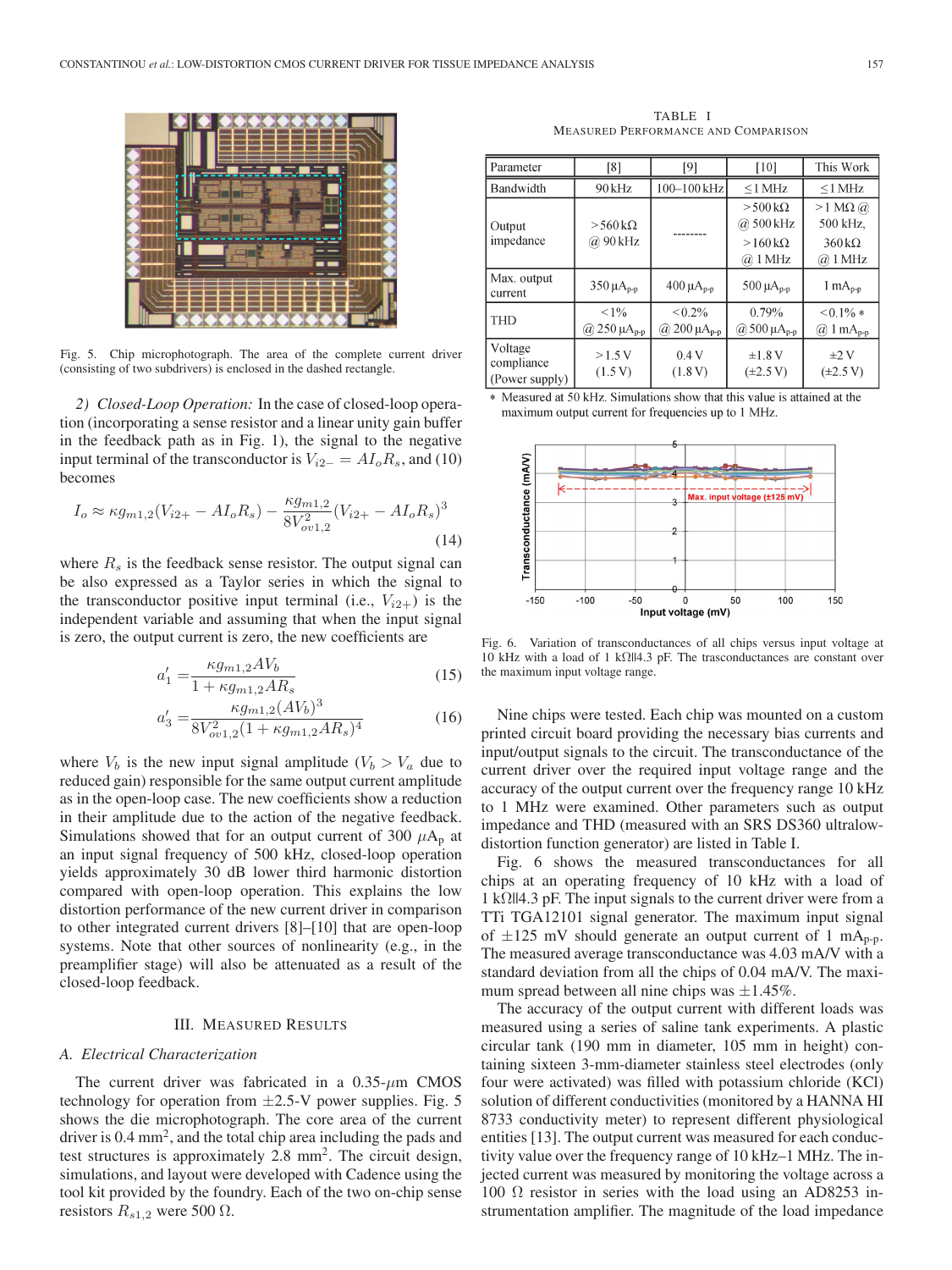Fig. 5. Chip microphotograph. The area of the complete current driver (consisting of two subdrivers) is enclosed in the dashed rectangle.

*2) Closed-Loop Operation:* In the case of closed-loop operation (incorporating a sense resistor and a linear unity gain buffer in the feedback path as in Fig. 1), the signal to the negative input terminal of the transconductor is $V_{i2-} = AI_oR_s$, and (10) becomes

$$I_o \approx \kappa g_{m1,2}(V_{i2+} - AI_oR_s) - \frac{\kappa g_{m1,2}}{8V_{ov1,2}^2}(V_{i2+} - AI_oR_s)^3 \tag{14}$$

where $R_s$ is the feedback sense resistor. The output signal can be also expressed as a Taylor series in which the signal to the transconductor positive input terminal (i.e., $V_{i2+}$) is the independent variable and assuming that when the input signal is zero, the output current is zero, the new coefficients are

$$a_1' = \frac{\kappa g_{m1,2}AV_b}{1 + \kappa g_{m1,2}AR_s} \tag{15}$$

$$a_3' = \frac{\kappa g_{m1,2}(AV_b)^3}{8V_{ov1,2}^2(1 + \kappa g_{m1,2}AR_s)^4} \tag{16}$$

where $V_b$ is the new input signal amplitude ($V_b > V_a$ due to reduced gain) responsible for the same output current amplitude as in the open-loop case. The new coefficients show a reduction in their amplitude due to the action of the negative feedback. Simulations showed that for an output current of 300 $\mu$A$_p$ at an input signal frequency of 500 kHz, closed-loop operation yields approximately 30 dB lower third harmonic distortion compared with open-loop operation. This explains the low distortion performance of the new current driver in comparison to other integrated current drivers [8]–[10] that are open-loop systems. Note that other sources of nonlinearity (e.g., in the preamplifier stage) will also be attenuated as a result of the closed-loop feedback.

## III. Measured Results

### A. Electrical Characterization

The current driver was fabricated in a 0.35-$\mu$m CMOS technology for operation from ±2.5-V power supplies. Fig. 5 shows the die microphotograph. The core area of the current driver is 0.4 mm$^2$, and the total chip area including the pads and test structures is approximately 2.8 mm$^2$. The circuit design, simulations, and layout were developed with Cadence using the tool kit provided by the foundry. Each of the two on-chip sense resistors $R_{s1,2}$ were 500 Ω.

TABLE I
Measured Performance and Comparison

| Parameter | [8] | [9] | [10] | This Work |
|---|---|---|---|---|
| Bandwidth | 90 kHz | 100–100 kHz | ≤1 MHz | ≤1 MHz |
| Output impedance | >560 kΩ @ 90 kHz | -------- | >500 kΩ @ 500 kHz >160 kΩ @ 1 MHz | >1 MΩ @ 500 kHz, 360 kΩ @ 1 MHz |
| Max. output current | 350 µA$_{p-p}$ | 400 µA$_{p-p}$ | 500 µA$_{p-p}$ | 1 mA$_{p-p}$ |
| THD | <1% @ 250 µA$_{p-p}$ | <0.2% @ 200 µA$_{p-p}$ | 0.79% @ 500 µA$_{p-p}$ | <0.1% * @ 1 mA$_{p-p}$ |
| Voltage compliance (Power supply) | >1.5 V (1.5 V) | 0.4 V (1.8 V) | ±1.8 V (±2.5 V) | ±2 V (±2.5 V) |

* Measured at 50 kHz. Simulations show that this value is attained at the maximum output current for frequencies up to 1 MHz.

Transconductance (mA/V)
Input voltage (mV)
Max. input voltage (±125 mV)
0 1 2 3 4 5
-150 -100 -50 0 50 100 150

Fig. 6. Variation of transconductances of all chips versus input voltage at 10 kHz with a load of 1 kΩ||4.3 pF. The trasconductances are constant over the maximum input voltage range.

Nine chips were tested. Each chip was mounted on a custom printed circuit board providing the necessary bias currents and input/output signals to the circuit. The transconductance of the current driver over the required input voltage range and the accuracy of the output current over the frequency range 10 kHz to 1 MHz were examined. Other parameters such as output impedance and THD (measured with an SRS DS360 ultralow-distortion function generator) are listed in Table I.

Fig. 6 shows the measured transconductances for all chips at an operating frequency of 10 kHz with a load of 1 kΩ||4.3 pF. The input signals to the current driver were from a TTi TGA12101 signal generator. The maximum input signal of ±125 mV should generate an output current of 1 mA$_{p-p}$. The measured average transconductance was 4.03 mA/V with a standard deviation from all the chips of 0.04 mA/V. The maximum spread between all nine chips was ±1.45%.

The accuracy of the output current with different loads was measured using a series of saline tank experiments. A plastic circular tank (190 mm in diameter, 105 mm in height) containing sixteen 3-mm-diameter stainless steel electrodes (only four were activated) was filled with potassium chloride (KCl) solution of different conductivities (monitored by a HANNA HI 8733 conductivity meter) to represent different physiological entities [13]. The output current was measured for each conductivity value over the frequency range of 10 kHz–1 MHz. The injected current was measured by monitoring the voltage across a 100 Ω resistor in series with the load using an AD8253 instrumentation amplifier. The magnitude of the load impedance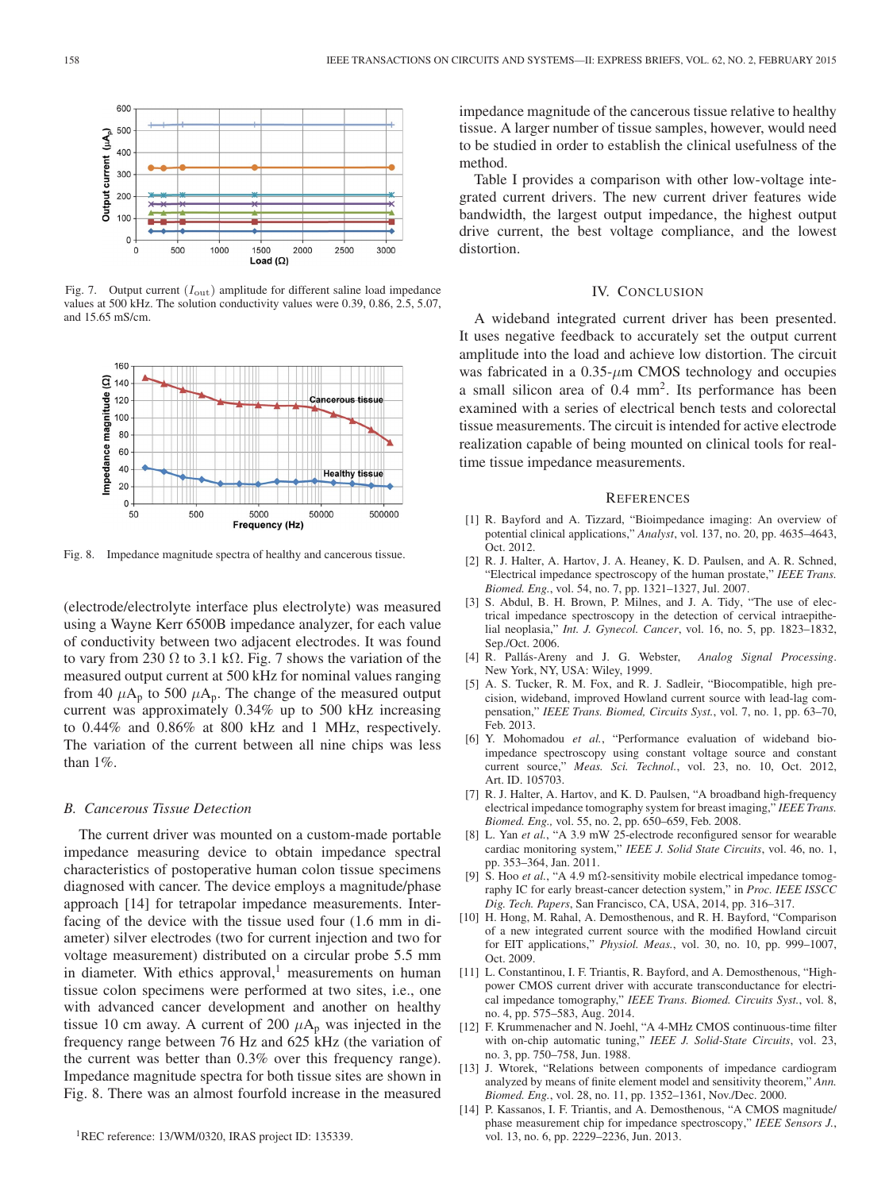600
500
400
300
200
100
0
Output current ($\mu A_p$)
0
500
1000
1500
2000
2500
3000
Load (Ω)

Fig. 7. Output current $(I_{\text{out}})$ amplitude for different saline load impedance values at 500 kHz. The solution conductivity values were 0.39, 0.86, 2.5, 5.07, and 15.65 mS/cm.

160
140
120
100
80
60
40
20
0
Impedance magnitude (Ω)
Cancerous tissue
Healthy tissue
50
500
5000
50000
500000
Frequency (Hz)

Fig. 8. Impedance magnitude spectra of healthy and cancerous tissue.

(electrode/electrolyte interface plus electrolyte) was measured using a Wayne Kerr 6500B impedance analyzer, for each value of conductivity between two adjacent electrodes. It was found to vary from 230 Ω to 3.1 kΩ. Fig. 7 shows the variation of the measured output current at 500 kHz for nominal values ranging from 40 $\mu A_p$ to 500 $\mu A_p$. The change of the measured output current was approximately 0.34% up to 500 kHz increasing to 0.44% and 0.86% at 800 kHz and 1 MHz, respectively. The variation of the current between all nine chips was less than 1%.

### B. Cancerous Tissue Detection

The current driver was mounted on a custom-made portable impedance measuring device to obtain impedance spectral characteristics of postoperative human colon tissue specimens diagnosed with cancer. The device employs a magnitude/phase approach [14] for tetrapolar impedance measurements. Interfacing of the device with the tissue used four (1.6 mm in diameter) silver electrodes (two for current injection and two for voltage measurement) distributed on a circular probe 5.5 mm in diameter. With ethics approval,[1] measurements on human tissue colon specimens were performed at two sites, i.e., one with advanced cancer development and another on healthy tissue 10 cm away. A current of 200 $\mu A_p$ was injected in the frequency range between 76 Hz and 625 kHz (the variation of the current was better than 0.3% over this frequency range). Impedance magnitude spectra for both tissue sites are shown in Fig. 8. There was an almost fourfold increase in the measured impedance magnitude of the cancerous tissue relative to healthy tissue. A larger number of tissue samples, however, would need to be studied in order to establish the clinical usefulness of the method.

Table I provides a comparison with other low-voltage integrated current drivers. The new current driver features wide bandwidth, the largest output impedance, the highest output drive current, the best voltage compliance, and the lowest distortion.

[1]REC reference: 13/WM/0320, IRAS project ID: 135339.

## IV. Conclusion

A wideband integrated current driver has been presented. It uses negative feedback to accurately set the output current amplitude into the load and achieve low distortion. The circuit was fabricated in a 0.35-$\mu$m CMOS technology and occupies a small silicon area of 0.4 mm$^2$. Its performance has been examined with a series of electrical bench tests and colorectal tissue measurements. The circuit is intended for active electrode realization capable of being mounted on clinical tools for real-time tissue impedance measurements.

## References

[1] R. Bayford and A. Tizzard, "Bioimpedance imaging: An overview of potential clinical applications," *Analyst*, vol. 137, no. 20, pp. 4635–4643, Oct. 2012.

[2] R. J. Halter, A. Hartov, J. A. Heaney, K. D. Paulsen, and A. R. Schned, "Electrical impedance spectroscopy of the human prostate," *IEEE Trans. Biomed. Eng.*, vol. 54, no. 7, pp. 1321–1327, Jul. 2007.

[3] S. Abdul, B. H. Brown, P. Milnes, and J. A. Tidy, "The use of electrical impedance spectroscopy in the detection of cervical intraepithelial neoplasia," *Int. J. Gynecol. Cancer*, vol. 16, no. 5, pp. 1823–1832, Sep./Oct. 2006.

[4] R. Pallás-Areny and J. G. Webster, *Analog Signal Processing*. New York, NY, USA: Wiley, 1999.

[5] A. S. Tucker, R. M. Fox, and R. J. Sadleir, "Biocompatible, high precision, wideband, improved Howland current source with lead-lag compensation," *IEEE Trans. Biomed, Circuits Syst.*, vol. 7, no. 1, pp. 63–70, Feb. 2013.

[6] Y. Mohomadou *et al.*, "Performance evaluation of wideband bioimpedance spectroscopy using constant voltage source and constant current source," *Meas. Sci. Technol.*, vol. 23, no. 10, Oct. 2012, Art. ID. 105703.

[7] R. J. Halter, A. Hartov, and K. D. Paulsen, "A broadband high-frequency electrical impedance tomography system for breast imaging," *IEEE Trans. Biomed. Eng.*, vol. 55, no. 2, pp. 650–659, Feb. 2008.

[8] L. Yan *et al.*, "A 3.9 mW 25-electrode reconfigured sensor for wearable cardiac monitoring system," *IEEE J. Solid State Circuits*, vol. 46, no. 1, pp. 353–364, Jan. 2011.

[9] S. Hong *et al.*, "A 4.9 mΩ-sensitivity mobile electrical impedance tomography IC for early breast-cancer detection system," in *Proc. IEEE ISSCC Dig. Tech. Papers*, San Francisco, CA, USA, 2014, pp. 316–317.

[10] H. Hong, M. Rahal, A. Demosthenous, and R. H. Bayford, "Comparison of a new integrated current source with the modified Howland circuit for EIT applications," *Physiol. Meas.*, vol. 30, no. 10, pp. 999–1007, Oct. 2009.

[11] L. Constantinou, I. F. Triantis, R. Bayford, and A. Demosthenous, "High-power CMOS current driver with accurate transconductance for electrical impedance tomography," *IEEE Trans. Biomed. Circuits Syst.*, vol. 8, no. 4, pp. 575–583, Aug. 2014.

[12] F. Krummenacher and N. Joehl, "A 4-MHz CMOS continuous-time filter with on-chip automatic tuning," *IEEE J. Solid-State Circuits*, vol. 23, no. 3, pp. 750–758, Jun. 1988.

[13] J. Wtorek, "Relations between components of impedance cardiogram analyzed by means of finite element model and sensitivity theorem," *Ann. Biomed. Eng.*, vol. 28, no. 11, pp. 1352–1361, Nov./Dec. 2000.

[14] P. Kassanos, I. F. Triantis, and A. Demosthenous, "A CMOS magnitude/phase measurement chip for impedance spectroscopy," *IEEE Sensors J.*, vol. 13, no. 6, pp. 2229–2236, Jun. 2013.